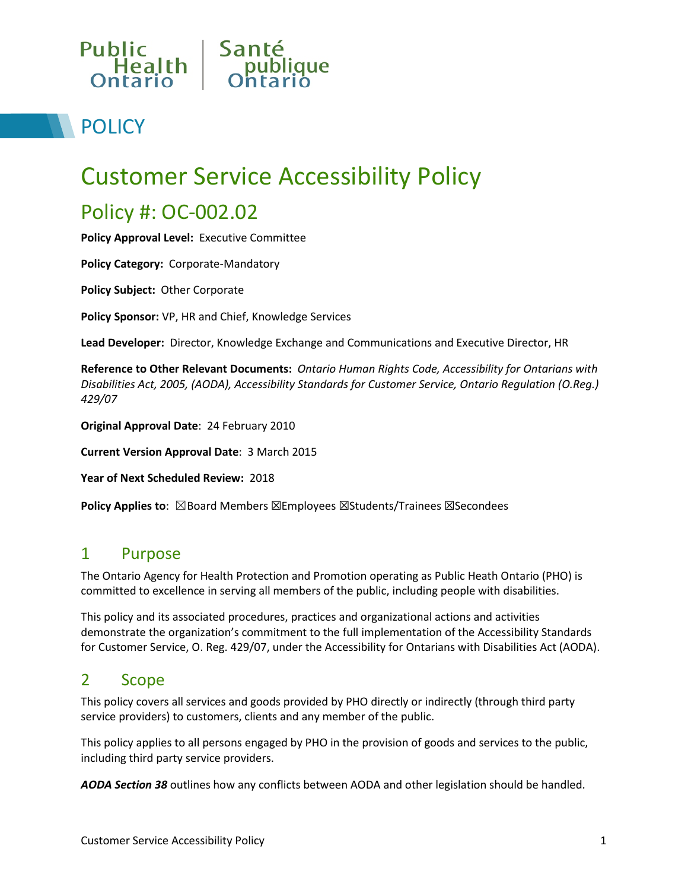Public Health Ontario | Santé publique Ontario

# POLICY

# Customer Service Accessibility Policy

## Policy #: OC-002.02

**Policy Approval Level:** Executive Committee

**Policy Category:** Corporate-Mandatory

**Policy Subject:** Other Corporate

**Policy Sponsor:** VP, HR and Chief, Knowledge Services

**Lead Developer:** Director, Knowledge Exchange and Communications and Executive Director, HR

**Reference to Other Relevant Documents:** *Ontario Human Rights Code, Accessibility for Ontarians with Disabilities Act, 2005, (AODA), Accessibility Standards for Customer Service, Ontario Regulation (O.Reg.) 429/07*

**Original Approval Date**: 24 February 2010

**Current Version Approval Date**: 3 March 2015

**Year of Next Scheduled Review:** 2018

**Policy Applies to**: ☒Board Members ☒Employees ☒Students/Trainees ☒Secondees

## 1 Purpose

The Ontario Agency for Health Protection and Promotion operating as Public Heath Ontario (PHO) is committed to excellence in serving all members of the public, including people with disabilities.

This policy and its associated procedures, practices and organizational actions and activities demonstrate the organization's commitment to the full implementation of the Accessibility Standards for Customer Service, O. Reg. 429/07, under the Accessibility for Ontarians with Disabilities Act (AODA).

## 2 Scope

This policy covers all services and goods provided by PHO directly or indirectly (through third party service providers) to customers, clients and any member of the public.

This policy applies to all persons engaged by PHO in the provision of goods and services to the public, including third party service providers.

***AODA Section 38*** outlines how any conflicts between AODA and other legislation should be handled.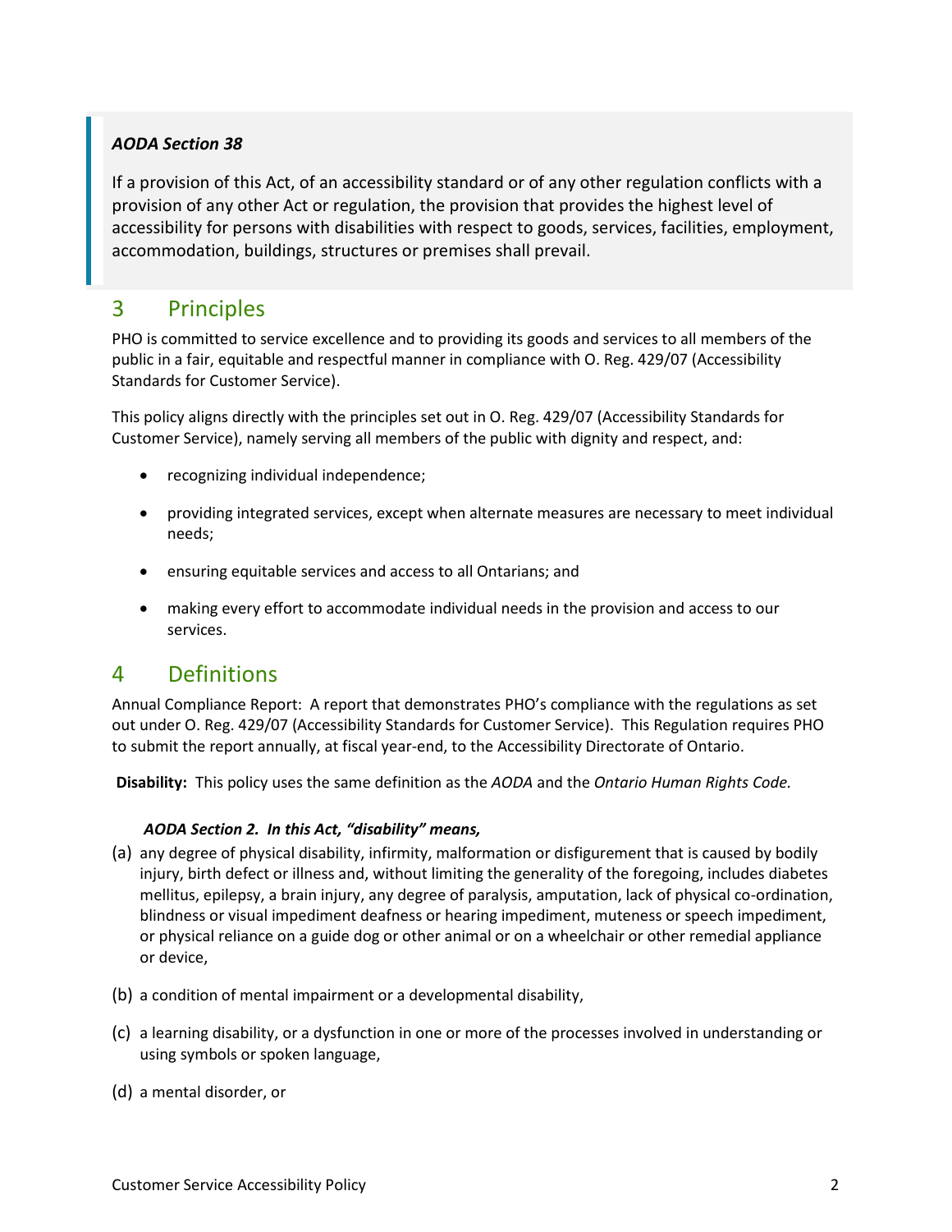> ***AODA Section 38***
>
> If a provision of this Act, of an accessibility standard or of any other regulation conflicts with a provision of any other Act or regulation, the provision that provides the highest level of accessibility for persons with disabilities with respect to goods, services, facilities, employment, accommodation, buildings, structures or premises shall prevail.

## 3 Principles

PHO is committed to service excellence and to providing its goods and services to all members of the public in a fair, equitable and respectful manner in compliance with O. Reg. 429/07 (Accessibility Standards for Customer Service).

This policy aligns directly with the principles set out in O. Reg. 429/07 (Accessibility Standards for Customer Service), namely serving all members of the public with dignity and respect, and:

- recognizing individual independence;
- providing integrated services, except when alternate measures are necessary to meet individual needs;
- ensuring equitable services and access to all Ontarians; and
- making every effort to accommodate individual needs in the provision and access to our services.

## 4 Definitions

Annual Compliance Report: A report that demonstrates PHO's compliance with the regulations as set out under O. Reg. 429/07 (Accessibility Standards for Customer Service). This Regulation requires PHO to submit the report annually, at fiscal year-end, to the Accessibility Directorate of Ontario.

**Disability:** This policy uses the same definition as the *AODA* and the *Ontario Human Rights Code.*

***AODA Section 2. In this Act, "disability" means,***

(a) any degree of physical disability, infirmity, malformation or disfigurement that is caused by bodily injury, birth defect or illness and, without limiting the generality of the foregoing, includes diabetes mellitus, epilepsy, a brain injury, any degree of paralysis, amputation, lack of physical co-ordination, blindness or visual impediment deafness or hearing impediment, muteness or speech impediment, or physical reliance on a guide dog or other animal or on a wheelchair or other remedial appliance or device,

(b) a condition of mental impairment or a developmental disability,

(c) a learning disability, or a dysfunction in one or more of the processes involved in understanding or using symbols or spoken language,

(d) a mental disorder, or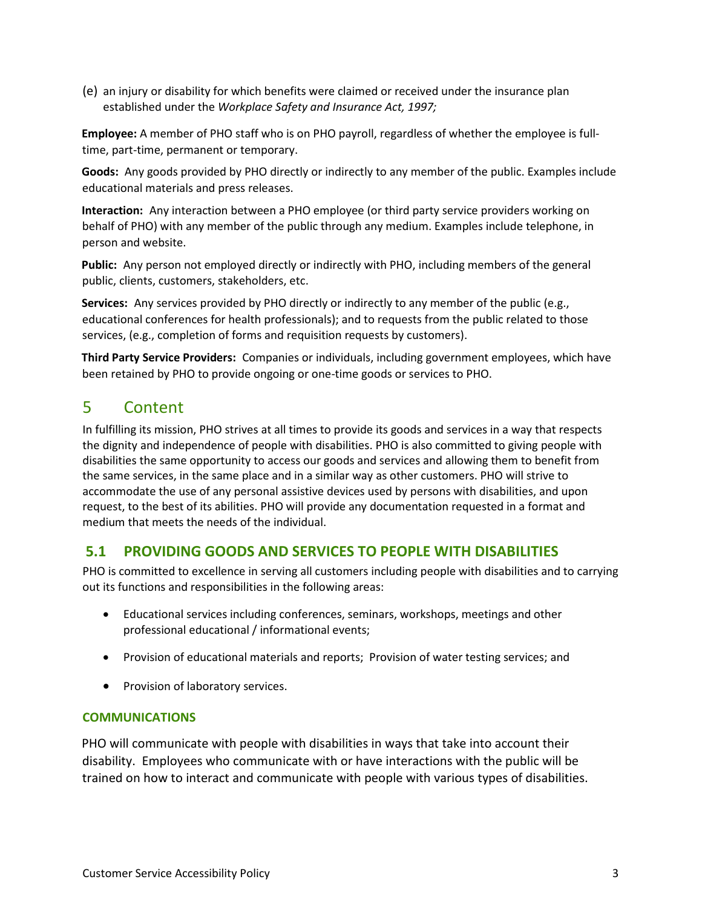(e) an injury or disability for which benefits were claimed or received under the insurance plan established under the *Workplace Safety and Insurance Act, 1997;*

**Employee:** A member of PHO staff who is on PHO payroll, regardless of whether the employee is full-time, part-time, permanent or temporary.

**Goods:** Any goods provided by PHO directly or indirectly to any member of the public. Examples include educational materials and press releases.

**Interaction:** Any interaction between a PHO employee (or third party service providers working on behalf of PHO) with any member of the public through any medium. Examples include telephone, in person and website.

**Public:** Any person not employed directly or indirectly with PHO, including members of the general public, clients, customers, stakeholders, etc.

**Services:** Any services provided by PHO directly or indirectly to any member of the public (e.g., educational conferences for health professionals); and to requests from the public related to those services, (e.g., completion of forms and requisition requests by customers).

**Third Party Service Providers:** Companies or individuals, including government employees, which have been retained by PHO to provide ongoing or one-time goods or services to PHO.

# 5 Content

In fulfilling its mission, PHO strives at all times to provide its goods and services in a way that respects the dignity and independence of people with disabilities. PHO is also committed to giving people with disabilities the same opportunity to access our goods and services and allowing them to benefit from the same services, in the same place and in a similar way as other customers. PHO will strive to accommodate the use of any personal assistive devices used by persons with disabilities, and upon request, to the best of its abilities. PHO will provide any documentation requested in a format and medium that meets the needs of the individual.

## 5.1 PROVIDING GOODS AND SERVICES TO PEOPLE WITH DISABILITIES

PHO is committed to excellence in serving all customers including people with disabilities and to carrying out its functions and responsibilities in the following areas:

- Educational services including conferences, seminars, workshops, meetings and other professional educational / informational events;
- Provision of educational materials and reports; Provision of water testing services; and
- Provision of laboratory services.

### COMMUNICATIONS

PHO will communicate with people with disabilities in ways that take into account their disability. Employees who communicate with or have interactions with the public will be trained on how to interact and communicate with people with various types of disabilities.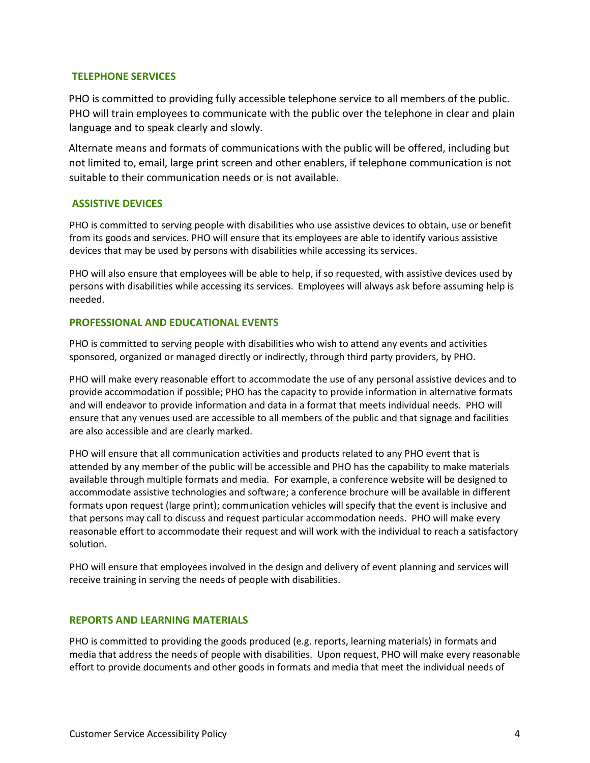## TELEPHONE SERVICES

PHO is committed to providing fully accessible telephone service to all members of the public. PHO will train employees to communicate with the public over the telephone in clear and plain language and to speak clearly and slowly.

Alternate means and formats of communications with the public will be offered, including but not limited to, email, large print screen and other enablers, if telephone communication is not suitable to their communication needs or is not available.

## ASSISTIVE DEVICES

PHO is committed to serving people with disabilities who use assistive devices to obtain, use or benefit from its goods and services. PHO will ensure that its employees are able to identify various assistive devices that may be used by persons with disabilities while accessing its services.

PHO will also ensure that employees will be able to help, if so requested, with assistive devices used by persons with disabilities while accessing its services. Employees will always ask before assuming help is needed.

## PROFESSIONAL AND EDUCATIONAL EVENTS

PHO is committed to serving people with disabilities who wish to attend any events and activities sponsored, organized or managed directly or indirectly, through third party providers, by PHO.

PHO will make every reasonable effort to accommodate the use of any personal assistive devices and to provide accommodation if possible; PHO has the capacity to provide information in alternative formats and will endeavor to provide information and data in a format that meets individual needs. PHO will ensure that any venues used are accessible to all members of the public and that signage and facilities are also accessible and are clearly marked.

PHO will ensure that all communication activities and products related to any PHO event that is attended by any member of the public will be accessible and PHO has the capability to make materials available through multiple formats and media. For example, a conference website will be designed to accommodate assistive technologies and software; a conference brochure will be available in different formats upon request (large print); communication vehicles will specify that the event is inclusive and that persons may call to discuss and request particular accommodation needs. PHO will make every reasonable effort to accommodate their request and will work with the individual to reach a satisfactory solution.

PHO will ensure that employees involved in the design and delivery of event planning and services will receive training in serving the needs of people with disabilities.

## REPORTS AND LEARNING MATERIALS

PHO is committed to providing the goods produced (e.g. reports, learning materials) in formats and media that address the needs of people with disabilities. Upon request, PHO will make every reasonable effort to provide documents and other goods in formats and media that meet the individual needs of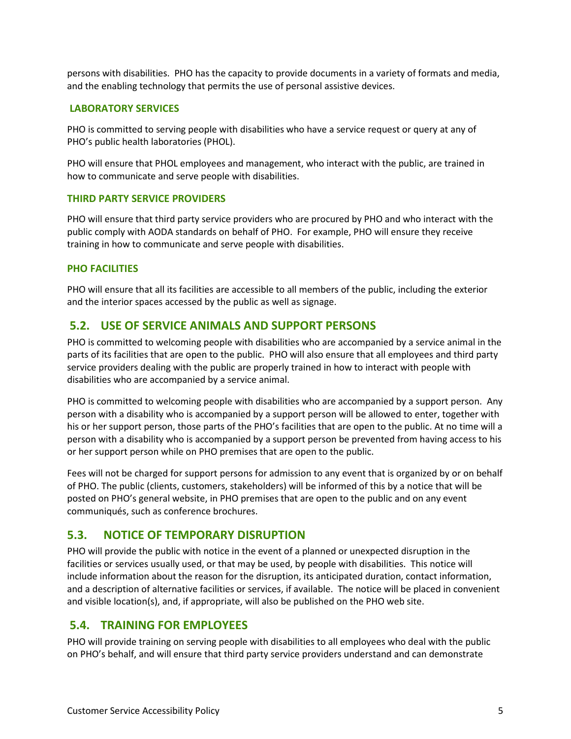persons with disabilities. PHO has the capacity to provide documents in a variety of formats and media, and the enabling technology that permits the use of personal assistive devices.

### LABORATORY SERVICES

PHO is committed to serving people with disabilities who have a service request or query at any of PHO's public health laboratories (PHOL).

PHO will ensure that PHOL employees and management, who interact with the public, are trained in how to communicate and serve people with disabilities.

### THIRD PARTY SERVICE PROVIDERS

PHO will ensure that third party service providers who are procured by PHO and who interact with the public comply with AODA standards on behalf of PHO. For example, PHO will ensure they receive training in how to communicate and serve people with disabilities.

### PHO FACILITIES

PHO will ensure that all its facilities are accessible to all members of the public, including the exterior and the interior spaces accessed by the public as well as signage.

## 5.2. USE OF SERVICE ANIMALS AND SUPPORT PERSONS

PHO is committed to welcoming people with disabilities who are accompanied by a service animal in the parts of its facilities that are open to the public. PHO will also ensure that all employees and third party service providers dealing with the public are properly trained in how to interact with people with disabilities who are accompanied by a service animal.

PHO is committed to welcoming people with disabilities who are accompanied by a support person. Any person with a disability who is accompanied by a support person will be allowed to enter, together with his or her support person, those parts of the PHO's facilities that are open to the public. At no time will a person with a disability who is accompanied by a support person be prevented from having access to his or her support person while on PHO premises that are open to the public.

Fees will not be charged for support persons for admission to any event that is organized by or on behalf of PHO. The public (clients, customers, stakeholders) will be informed of this by a notice that will be posted on PHO's general website, in PHO premises that are open to the public and on any event communiqués, such as conference brochures.

## 5.3. NOTICE OF TEMPORARY DISRUPTION

PHO will provide the public with notice in the event of a planned or unexpected disruption in the facilities or services usually used, or that may be used, by people with disabilities. This notice will include information about the reason for the disruption, its anticipated duration, contact information, and a description of alternative facilities or services, if available. The notice will be placed in convenient and visible location(s), and, if appropriate, will also be published on the PHO web site.

## 5.4. TRAINING FOR EMPLOYEES

PHO will provide training on serving people with disabilities to all employees who deal with the public on PHO's behalf, and will ensure that third party service providers understand and can demonstrate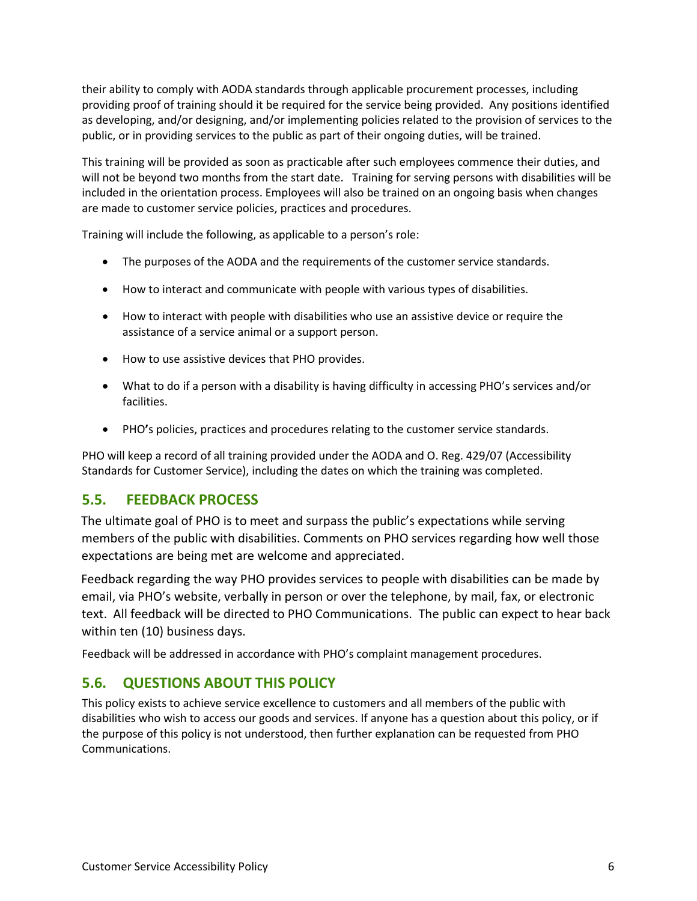their ability to comply with AODA standards through applicable procurement processes, including providing proof of training should it be required for the service being provided. Any positions identified as developing, and/or designing, and/or implementing policies related to the provision of services to the public, or in providing services to the public as part of their ongoing duties, will be trained.

This training will be provided as soon as practicable after such employees commence their duties, and will not be beyond two months from the start date. Training for serving persons with disabilities will be included in the orientation process. Employees will also be trained on an ongoing basis when changes are made to customer service policies, practices and procedures.

Training will include the following, as applicable to a person's role:

- The purposes of the AODA and the requirements of the customer service standards.
- How to interact and communicate with people with various types of disabilities.
- How to interact with people with disabilities who use an assistive device or require the assistance of a service animal or a support person.
- How to use assistive devices that PHO provides.
- What to do if a person with a disability is having difficulty in accessing PHO's services and/or facilities.
- PHO's policies, practices and procedures relating to the customer service standards.

PHO will keep a record of all training provided under the AODA and O. Reg. 429/07 (Accessibility Standards for Customer Service), including the dates on which the training was completed.

## 5.5. FEEDBACK PROCESS

The ultimate goal of PHO is to meet and surpass the public's expectations while serving members of the public with disabilities. Comments on PHO services regarding how well those expectations are being met are welcome and appreciated.

Feedback regarding the way PHO provides services to people with disabilities can be made by email, via PHO's website, verbally in person or over the telephone, by mail, fax, or electronic text. All feedback will be directed to PHO Communications. The public can expect to hear back within ten (10) business days.

Feedback will be addressed in accordance with PHO's complaint management procedures.

## 5.6. QUESTIONS ABOUT THIS POLICY

This policy exists to achieve service excellence to customers and all members of the public with disabilities who wish to access our goods and services. If anyone has a question about this policy, or if the purpose of this policy is not understood, then further explanation can be requested from PHO Communications.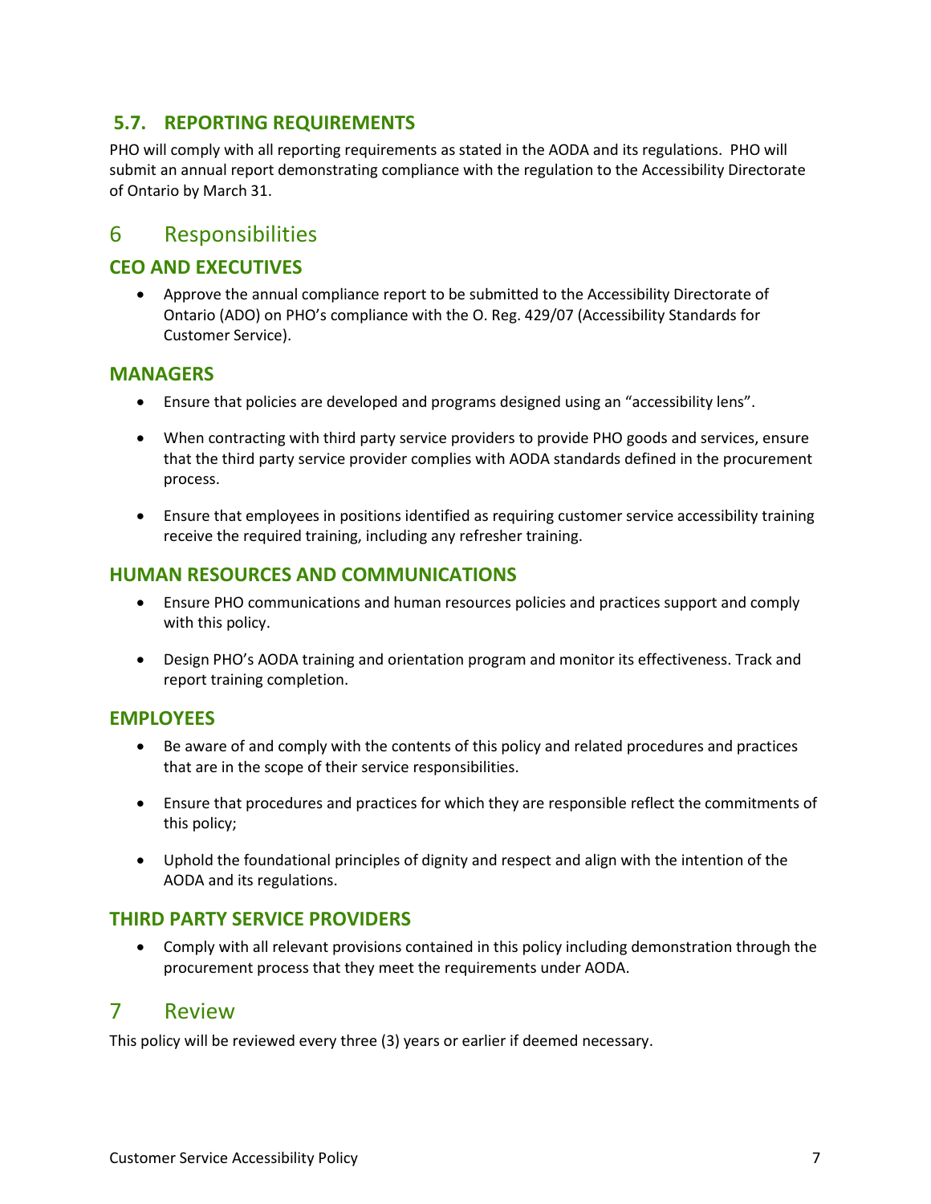### 5.7. REPORTING REQUIREMENTS

PHO will comply with all reporting requirements as stated in the AODA and its regulations. PHO will submit an annual report demonstrating compliance with the regulation to the Accessibility Directorate of Ontario by March 31.

## 6 Responsibilities

### CEO AND EXECUTIVES

- Approve the annual compliance report to be submitted to the Accessibility Directorate of Ontario (ADO) on PHO's compliance with the O. Reg. 429/07 (Accessibility Standards for Customer Service).

### MANAGERS

- Ensure that policies are developed and programs designed using an "accessibility lens".
- When contracting with third party service providers to provide PHO goods and services, ensure that the third party service provider complies with AODA standards defined in the procurement process.
- Ensure that employees in positions identified as requiring customer service accessibility training receive the required training, including any refresher training.

### HUMAN RESOURCES AND COMMUNICATIONS

- Ensure PHO communications and human resources policies and practices support and comply with this policy.
- Design PHO's AODA training and orientation program and monitor its effectiveness. Track and report training completion.

### EMPLOYEES

- Be aware of and comply with the contents of this policy and related procedures and practices that are in the scope of their service responsibilities.
- Ensure that procedures and practices for which they are responsible reflect the commitments of this policy;
- Uphold the foundational principles of dignity and respect and align with the intention of the AODA and its regulations.

### THIRD PARTY SERVICE PROVIDERS

- Comply with all relevant provisions contained in this policy including demonstration through the procurement process that they meet the requirements under AODA.

## 7 Review

This policy will be reviewed every three (3) years or earlier if deemed necessary.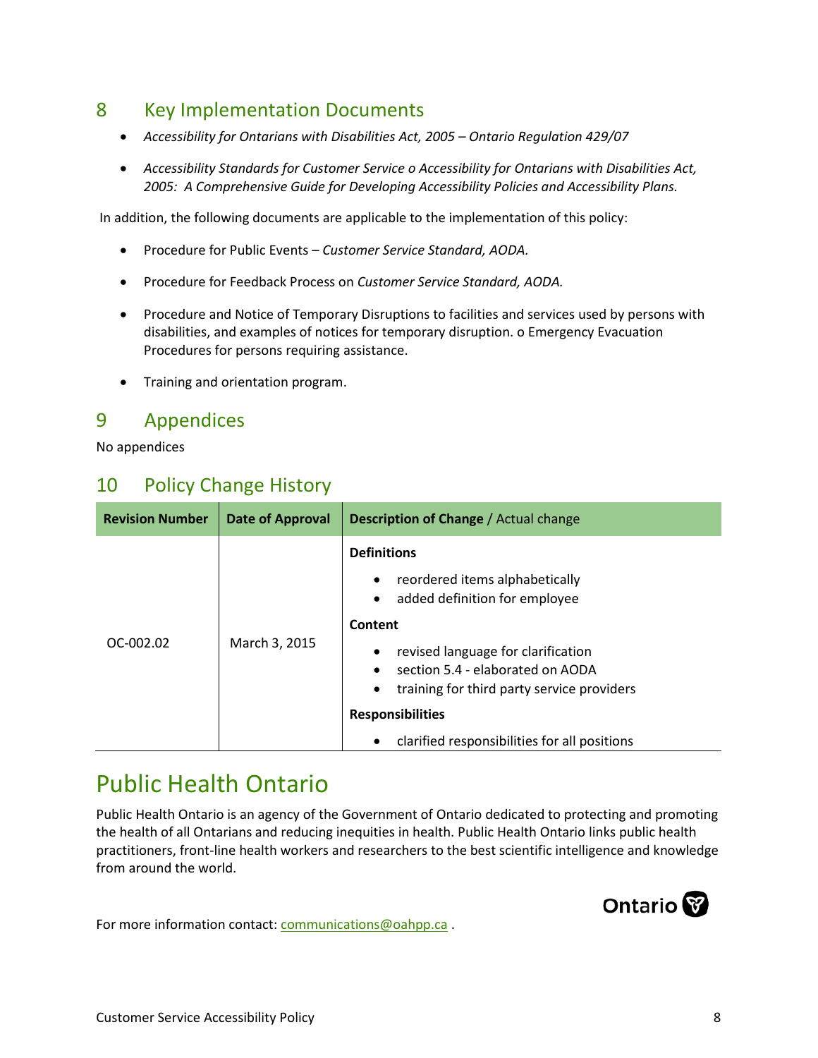## 8 Key Implementation Documents

- *Accessibility for Ontarians with Disabilities Act, 2005 – Ontario Regulation 429/07*
- *Accessibility Standards for Customer Service o Accessibility for Ontarians with Disabilities Act, 2005: A Comprehensive Guide for Developing Accessibility Policies and Accessibility Plans.*

In addition, the following documents are applicable to the implementation of this policy:

- Procedure for Public Events – *Customer Service Standard, AODA.*
- Procedure for Feedback Process on *Customer Service Standard, AODA.*
- Procedure and Notice of Temporary Disruptions to facilities and services used by persons with disabilities, and examples of notices for temporary disruption. o Emergency Evacuation Procedures for persons requiring assistance.
- Training and orientation program.

## 9 Appendices

No appendices

## 10 Policy Change History

| **Revision Number** | **Date of Approval** | **Description of Change** / Actual change |
|---|---|---|
| OC-002.02 | March 3, 2015 | **Definitions**<br>• reordered items alphabetically<br>• added definition for employee<br>**Content**<br>• revised language for clarification<br>• section 5.4 - elaborated on AODA<br>• training for third party service providers<br>**Responsibilities**<br>• clarified responsibilities for all positions |

# Public Health Ontario

Public Health Ontario is an agency of the Government of Ontario dedicated to protecting and promoting the health of all Ontarians and reducing inequities in health. Public Health Ontario links public health practitioners, front-line health workers and researchers to the best scientific intelligence and knowledge from around the world.

Ontario

For more information contact: communications@oahpp.ca .